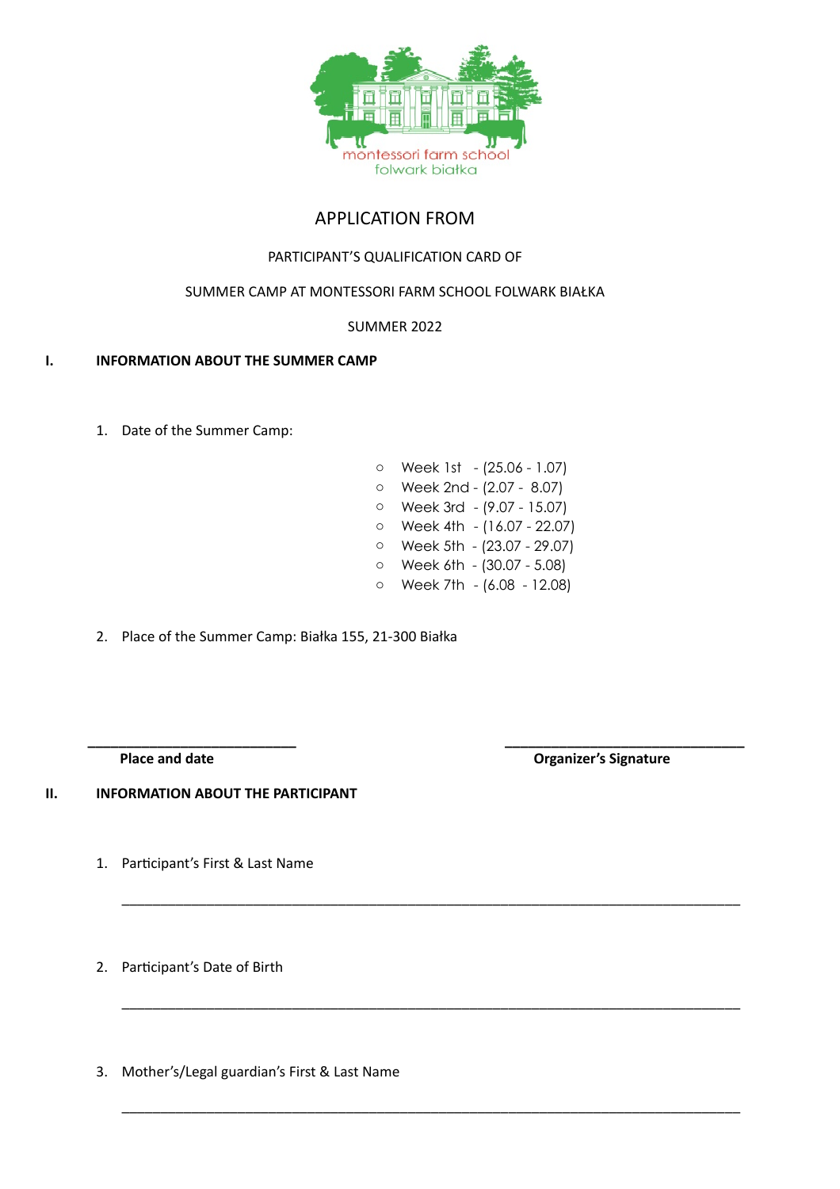montessori farm school
folwark białka

# APPLICATION FROM

PARTICIPANT'S QUALIFICATION CARD OF

SUMMER CAMP AT MONTESSORI FARM SCHOOL FOLWARK BIAŁKA

SUMMER 2022

## I. INFORMATION ABOUT THE SUMMER CAMP

1. Date of the Summer Camp:

   - Week 1st - (25.06 - 1.07)
   - Week 2nd - (2.07 - 8.07)
   - Week 3rd - (9.07 - 15.07)
   - Week 4th - (16.07 - 22.07)
   - Week 5th - (23.07 - 29.07)
   - Week 6th - (30.07 - 5.08)
   - Week 7th - (6.08 - 12.08)

2. Place of the Summer Camp: Białka 155, 21-300 Białka

______________________________ ______________________________

**Place and date** **Organizer's Signature**

## II. INFORMATION ABOUT THE PARTICIPANT

1. Participant's First & Last Name

   ______________________________________________________________________________

2. Participant's Date of Birth

   ______________________________________________________________________________

3. Mother's/Legal guardian's First & Last Name

   ______________________________________________________________________________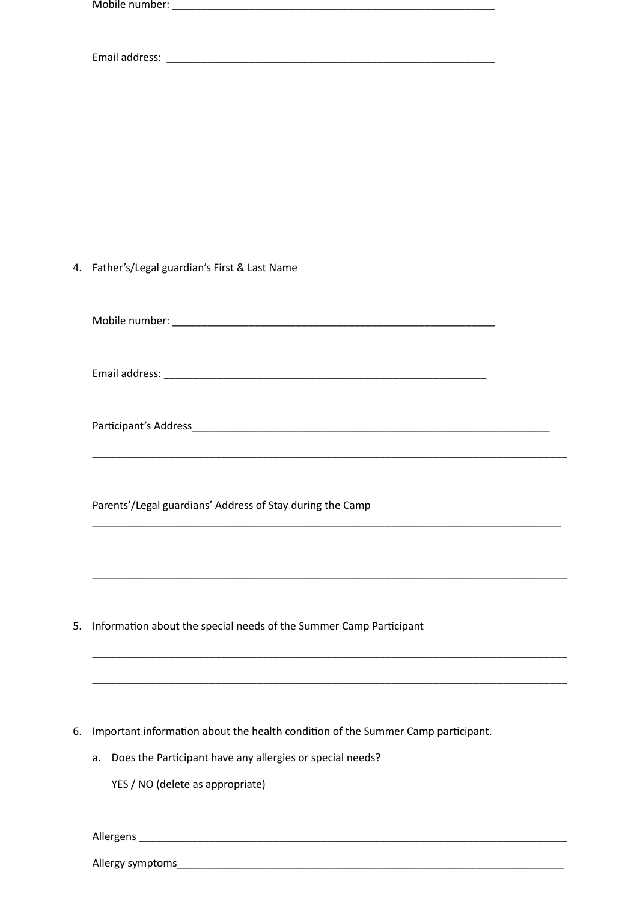Mobile number: ___________________________________________________________

Email address: ____________________________________________________________

4. Father's/Legal guardian's First & Last Name

   Mobile number: ___________________________________________________________

   Email address: ___________________________________________________________

   Participant's Address___________________________________________________________________

   _____________________________________________________________________________________

   Parents'/Legal guardians' Address of Stay during the Camp

   _____________________________________________________________________________________

   _____________________________________________________________________________________

5. Information about the special needs of the Summer Camp Participant

   _____________________________________________________________________________________

   _____________________________________________________________________________________

6. Important information about the health condition of the Summer Camp participant.

   a. Does the Participant have any allergies or special needs?

      YES / NO (delete as appropriate)

   Allergens ____________________________________________________________________________

   Allergy symptoms_______________________________________________________________________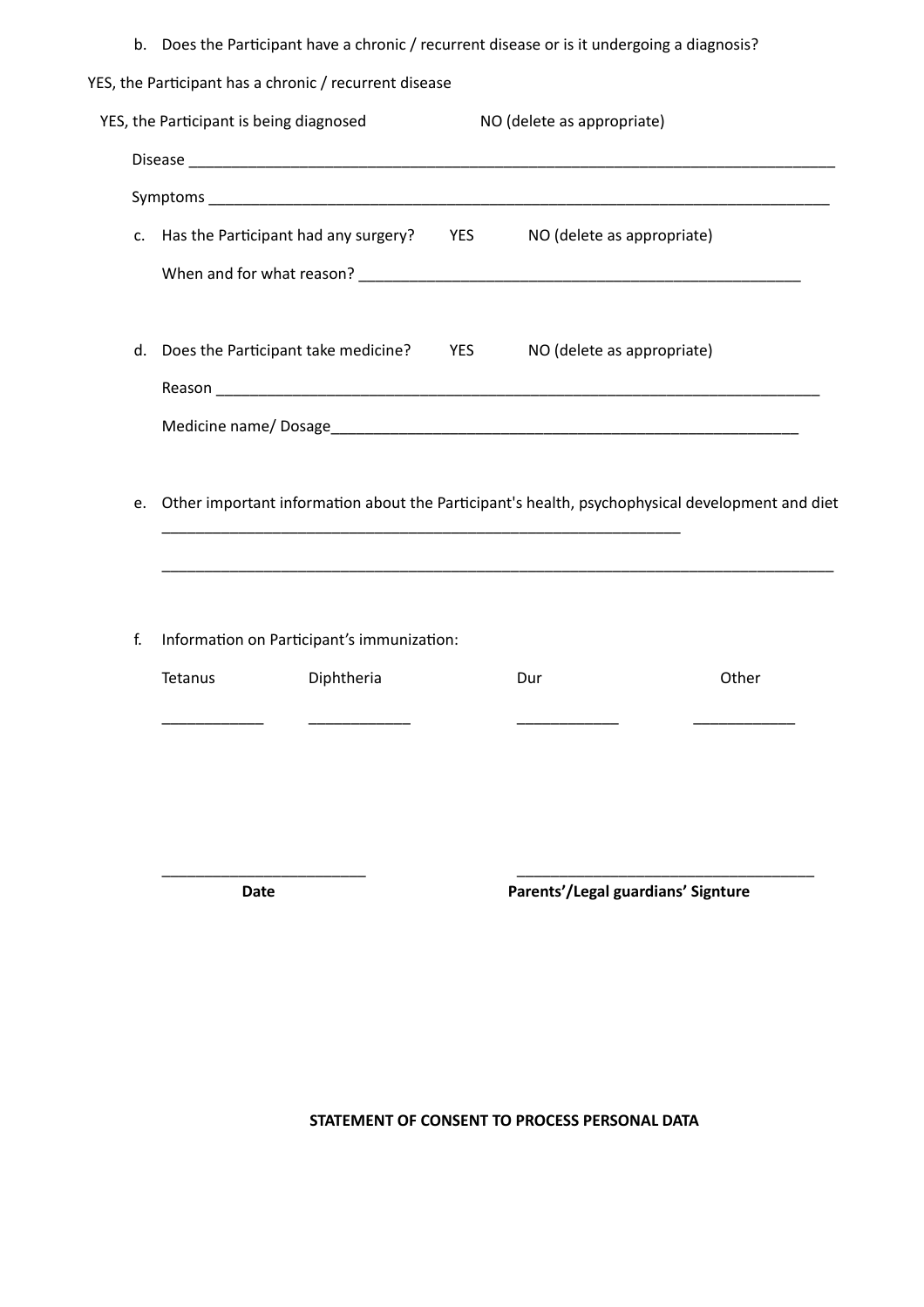b. Does the Participant have a chronic / recurrent disease or is it undergoing a diagnosis?

YES, the Participant has a chronic / recurrent disease

YES, the Participant is being diagnosed NO (delete as appropriate)

Disease ______________________________________________________________________________

Symptoms ____________________________________________________________________________

c. Has the Participant had any surgery? YES NO (delete as appropriate)

When and for what reason? ______________________________________________________

d. Does the Participant take medicine? YES NO (delete as appropriate)

Reason ______________________________________________________________________

Medicine name/ Dosage________________________________________________________

e. Other important information about the Participant's health, psychophysical development and diet

_____________________________________________________________

_______________________________________________________________________________

f. Information on Participant's immunization:

| Tetanus | Diphtheria | Dur | Other |
|---|---|---|---|
| ____________ | ____________ | ____________ | ____________ |

________________________ ___________________________________

**Date** **Parents'/Legal guardians' Signture**

**STATEMENT OF CONSENT TO PROCESS PERSONAL DATA**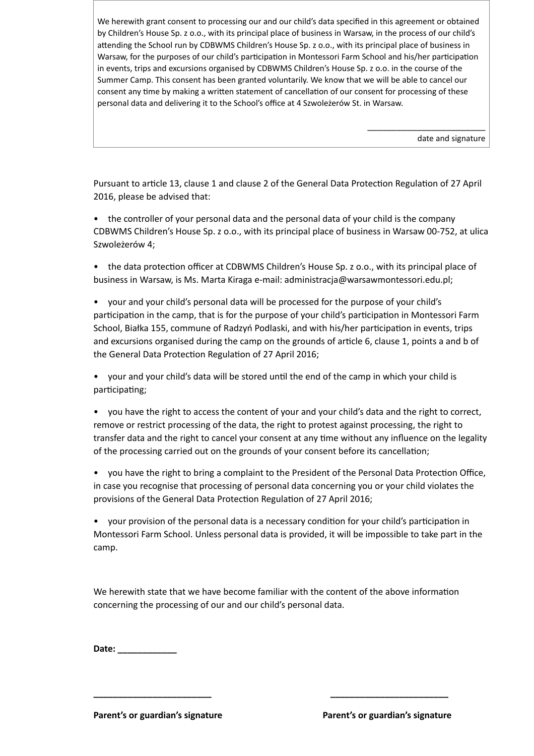We herewith grant consent to processing our and our child's data specified in this agreement or obtained by Children's House Sp. z o.o., with its principal place of business in Warsaw, in the process of our child's attending the School run by CDBWMS Children's House Sp. z o.o., with its principal place of business in Warsaw, for the purposes of our child's participation in Montessori Farm School and his/her participation in events, trips and excursions organised by CDBWMS Children's House Sp. z o.o. in the course of the Summer Camp. This consent has been granted voluntarily. We know that we will be able to cancel our consent any time by making a written statement of cancellation of our consent for processing of these personal data and delivering it to the School's office at 4 Szwoleżerów St. in Warsaw.

\_\_\_\_\_\_\_\_\_\_\_\_\_\_\_\_\_\_\_\_\_\_\_\_\_\_

date and signature

Pursuant to article 13, clause 1 and clause 2 of the General Data Protection Regulation of 27 April 2016, please be advised that:

- the controller of your personal data and the personal data of your child is the company CDBWMS Children's House Sp. z o.o., with its principal place of business in Warsaw 00-752, at ulica Szwoleżerów 4;
- the data protection officer at CDBWMS Children's House Sp. z o.o., with its principal place of business in Warsaw, is Ms. Marta Kiraga e-mail: administracja@warsawmontessori.edu.pl;
- your and your child's personal data will be processed for the purpose of your child's participation in the camp, that is for the purpose of your child's participation in Montessori Farm School, Białka 155, commune of Radzyń Podlaski, and with his/her participation in events, trips and excursions organised during the camp on the grounds of article 6, clause 1, points a and b of the General Data Protection Regulation of 27 April 2016;
- your and your child's data will be stored until the end of the camp in which your child is participating;
- you have the right to access the content of your and your child's data and the right to correct, remove or restrict processing of the data, the right to protest against processing, the right to transfer data and the right to cancel your consent at any time without any influence on the legality of the processing carried out on the grounds of your consent before its cancellation;
- you have the right to bring a complaint to the President of the Personal Data Protection Office, in case you recognise that processing of personal data concerning you or your child violates the provisions of the General Data Protection Regulation of 27 April 2016;
- your provision of the personal data is a necessary condition for your child's participation in Montessori Farm School. Unless personal data is provided, it will be impossible to take part in the camp.

We herewith state that we have become familiar with the content of the above information concerning the processing of our and our child's personal data.

**Date: \_\_\_\_\_\_\_\_\_\_\_\_**

\_\_\_\_\_\_\_\_\_\_\_\_\_\_\_\_\_\_\_\_\_\_\_\_\_\_ \_\_\_\_\_\_\_\_\_\_\_\_\_\_\_\_\_\_\_\_\_\_\_\_\_\_

**Parent's or guardian's signature** **Parent's or guardian's signature**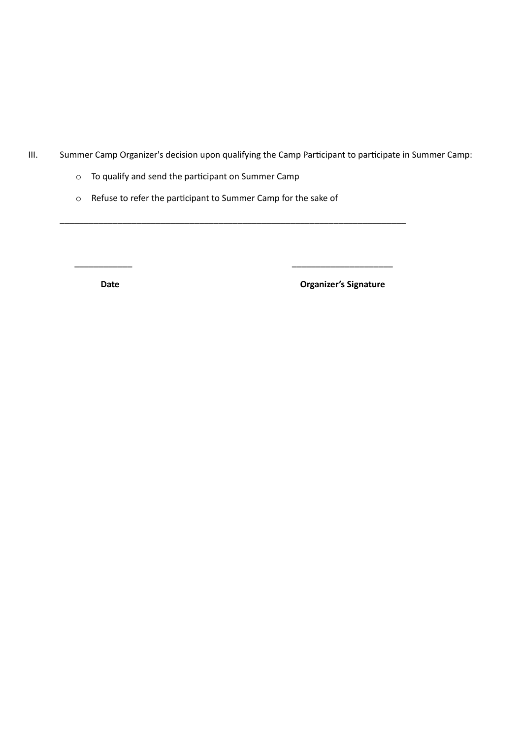III. Summer Camp Organizer's decision upon qualifying the Camp Participant to participate in Summer Camp:

- o To qualify and send the participant on Summer Camp
- o Refuse to refer the participant to Summer Camp for the sake of

_____________________________________________________________________________

| | |
|---|---|
| ____________ | ______________________ |
| **Date** | **Organizer's Signature** |